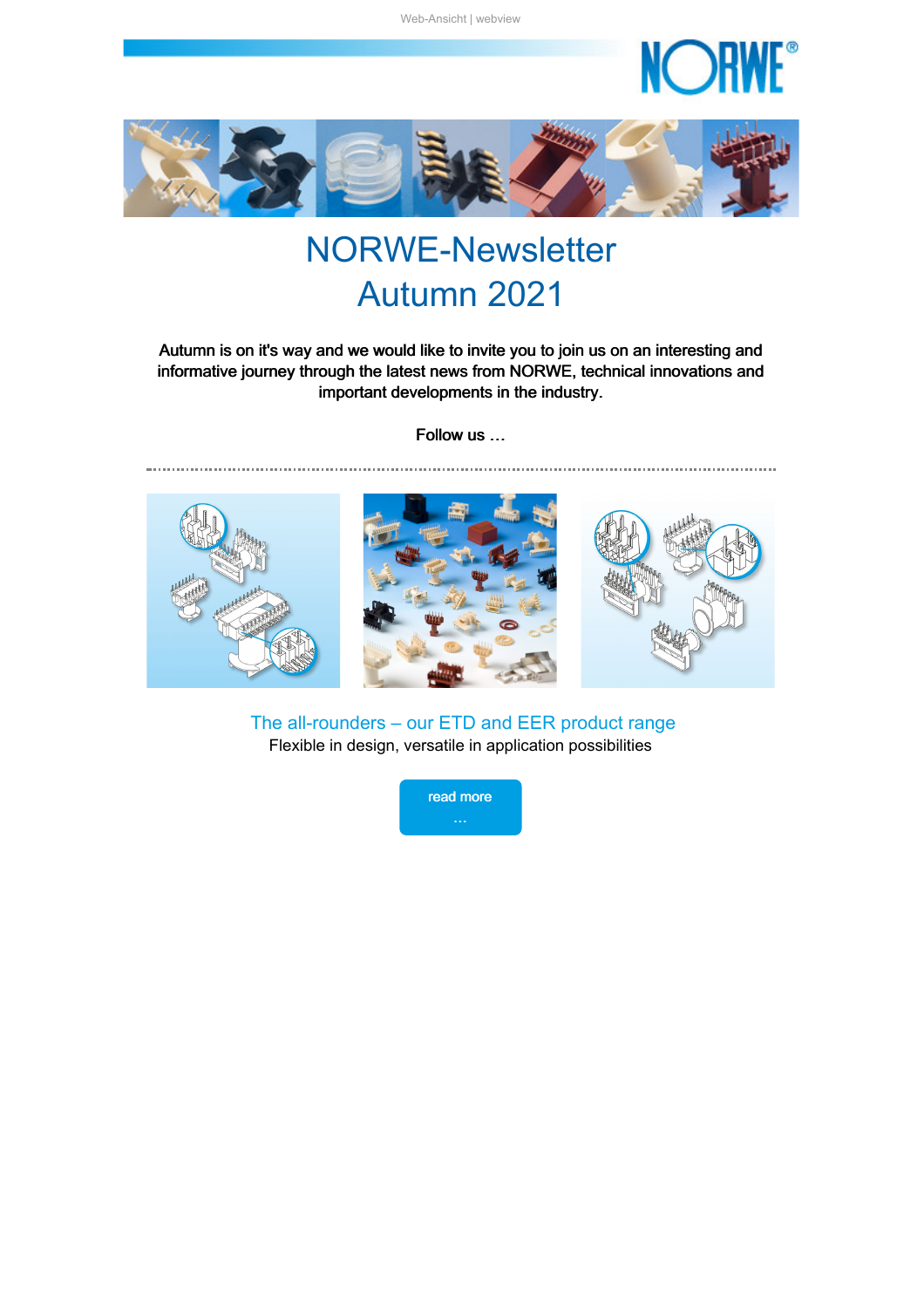Web-Ansicht | webview

# NORWE-Newsletter
# Autumn 2021

**Autumn is on it's way and we would like to invite you to join us on an interesting and informative journey through the latest news from NORWE, technical innovations and important developments in the industry.**

**Follow us …**

## The all-rounders – our ETD and EER product range

Flexible in design, versatile in application possibilities

read more …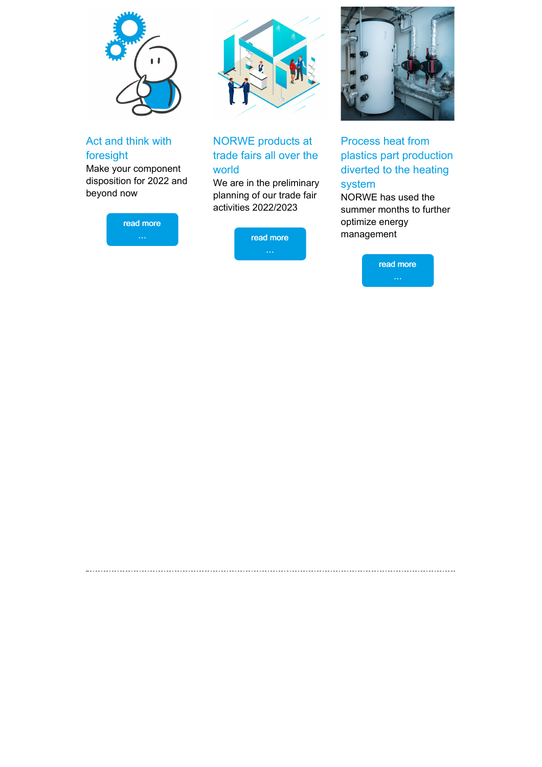### Act and think with foresight

Make your component disposition for 2022 and beyond now

read more …

### NORWE products at trade fairs all over the world

We are in the preliminary planning of our trade fair activities 2022/2023

read more …

### Process heat from plastics part production diverted to the heating system

NORWE has used the summer months to further optimize energy management

read more …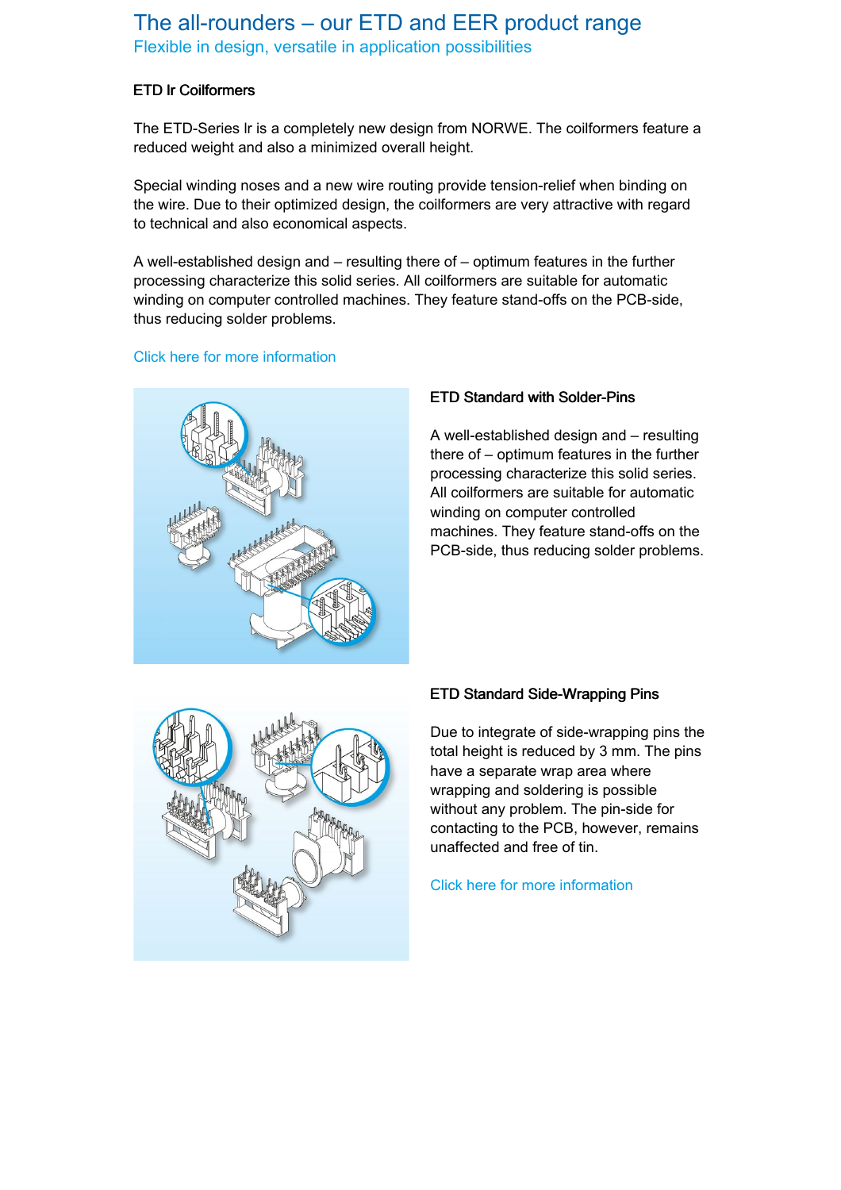# The all-rounders – our ETD and EER product range

## Flexible in design, versatile in application possibilities

### ETD lr Coilformers

The ETD-Series lr is a completely new design from NORWE. The coilformers feature a reduced weight and also a minimized overall height.

Special winding noses and a new wire routing provide tension-relief when binding on the wire. Due to their optimized design, the coilformers are very attractive with regard to technical and also economical aspects.

A well-established design and – resulting there of – optimum features in the further processing characterize this solid series. All coilformers are suitable for automatic winding on computer controlled machines. They feature stand-offs on the PCB-side, thus reducing solder problems.

Click here for more information

### ETD Standard with Solder-Pins

A well-established design and – resulting there of – optimum features in the further processing characterize this solid series. All coilformers are suitable for automatic winding on computer controlled machines. They feature stand-offs on the PCB-side, thus reducing solder problems.

### ETD Standard Side-Wrapping Pins

Due to integrate of side-wrapping pins the total height is reduced by 3 mm. The pins have a separate wrap area where wrapping and soldering is possible without any problem. The pin-side for contacting to the PCB, however, remains unaffected and free of tin.

Click here for more information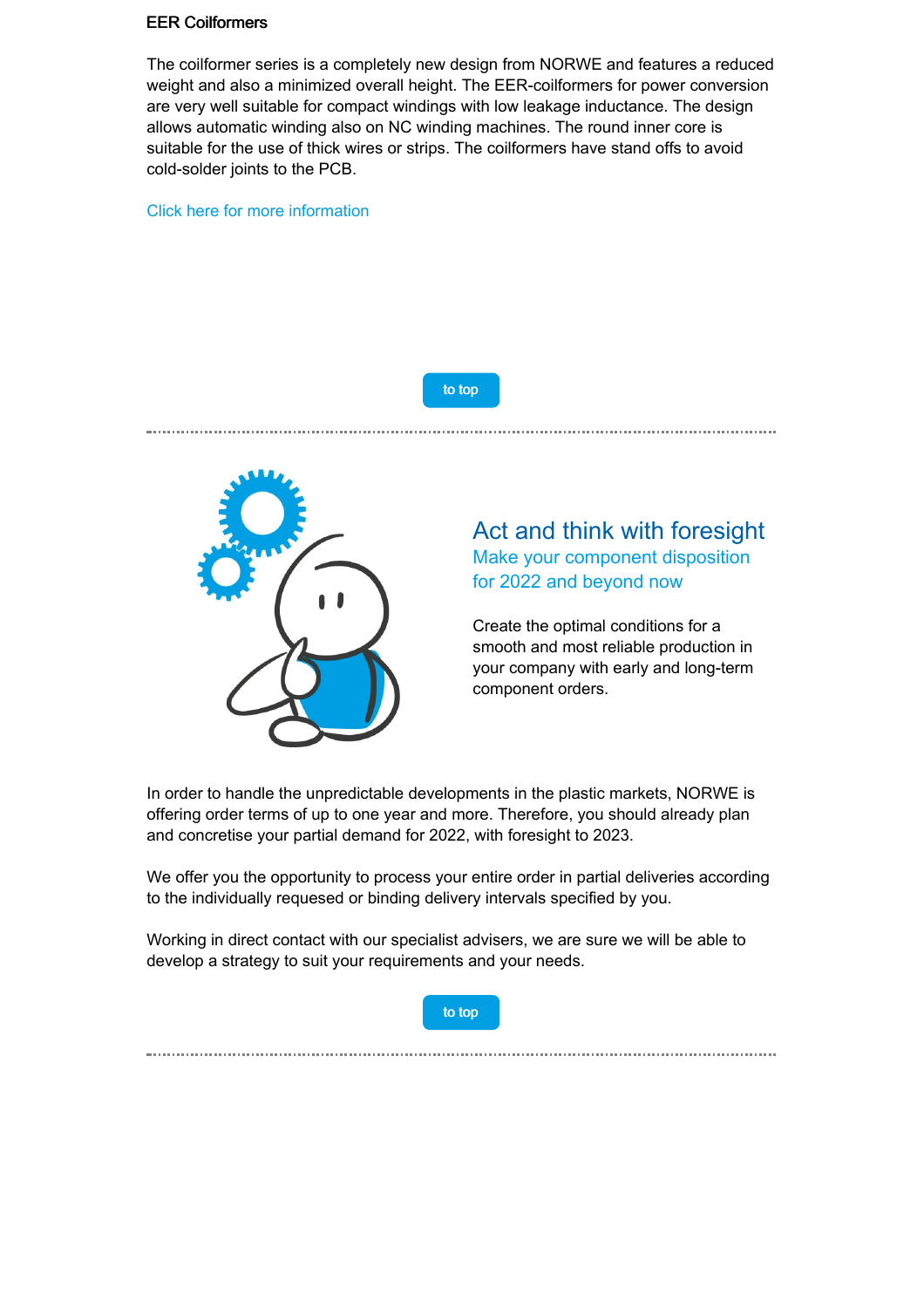### EER Coilformers

The coilformer series is a completely new design from NORWE and features a reduced weight and also a minimized overall height. The EER-coilformers for power conversion are very well suitable for compact windings with low leakage inductance. The design allows automatic winding also on NC winding machines. The round inner core is suitable for the use of thick wires or strips. The coilformers have stand offs to avoid cold-solder joints to the PCB.

Click here for more information

to top

---

## Act and think with foresight

### Make your component disposition for 2022 and beyond now

Create the optimal conditions for a smooth and most reliable production in your company with early and long-term component orders.

In order to handle the unpredictable developments in the plastic markets, NORWE is offering order terms of up to one year and more. Therefore, you should already plan and concretise your partial demand for 2022, with foresight to 2023.

We offer you the opportunity to process your entire order in partial deliveries according to the individually requested or binding delivery intervals specified by you.

Working in direct contact with our specialist advisers, we are sure we will be able to develop a strategy to suit your requirements and your needs.

to top

---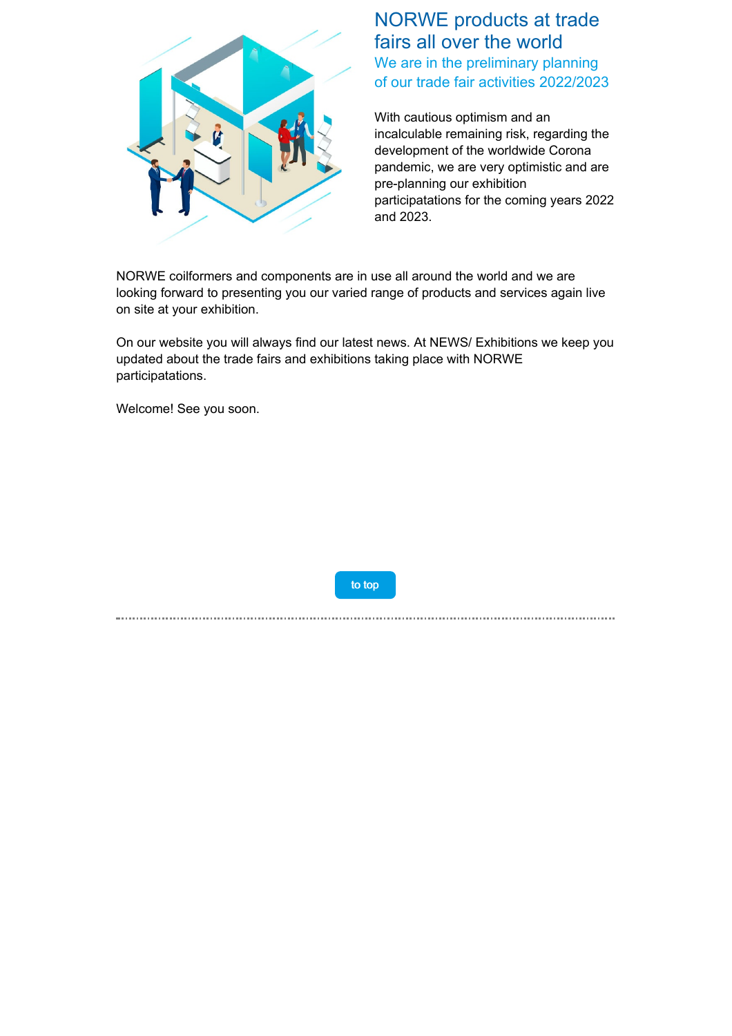## NORWE products at trade fairs all over the world

### We are in the preliminary planning of our trade fair activities 2022/2023

With cautious optimism and an incalculable remaining risk, regarding the development of the worldwide Corona pandemic, we are very optimistic and are pre-planning our exhibition participatations for the coming years 2022 and 2023.

NORWE coilformers and components are in use all around the world and we are looking forward to presenting you our varied range of products and services again live on site at your exhibition.

On our website you will always find our latest news. At NEWS/ Exhibitions we keep you updated about the trade fairs and exhibitions taking place with NORWE participatations.

Welcome! See you soon.

to top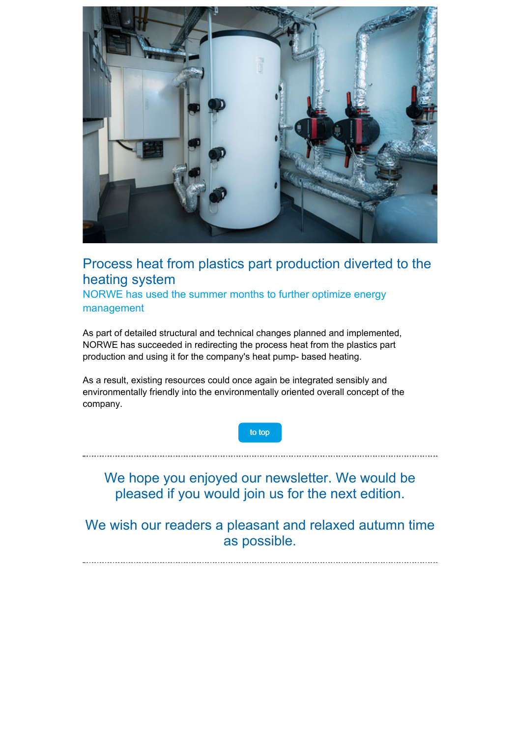## Process heat from plastics part production diverted to the heating system

### NORWE has used the summer months to further optimize energy management

As part of detailed structural and technical changes planned and implemented, NORWE has succeeded in redirecting the process heat from the plastics part production and using it for the company's heat pump- based heating.

As a result, existing resources could once again be integrated sensibly and environmentally friendly into the environmentally oriented overall concept of the company.

to top

---

We hope you enjoyed our newsletter. We would be pleased if you would join us for the next edition.

We wish our readers a pleasant and relaxed autumn time as possible.

---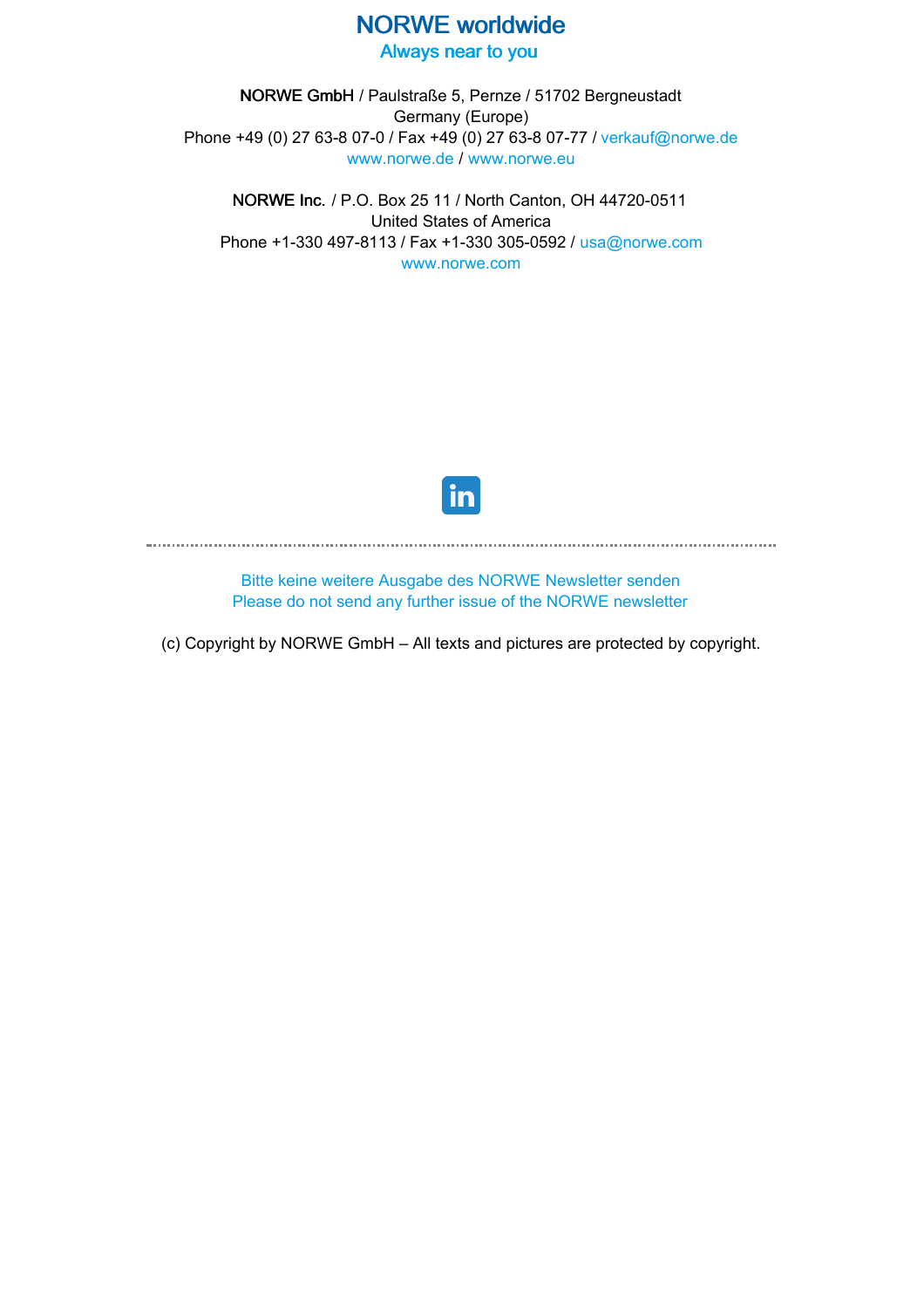# NORWE worldwide

**Always near to you**

**NORWE GmbH** / Paulstraße 5, Pernze / 51702 Bergneustadt
Germany (Europe)
Phone +49 (0) 27 63-8 07-0 / Fax +49 (0) 27 63-8 07-77 / verkauf@norwe.de
www.norwe.de / www.norwe.eu

**NORWE Inc.** / P.O. Box 25 11 / North Canton, OH 44720-0511
United States of America
Phone +1-330 497-8113 / Fax +1-330 305-0592 / usa@norwe.com
www.norwe.com

---

Bitte keine weitere Ausgabe des NORWE Newsletter senden
Please do not send any further issue of the NORWE newsletter

(c) Copyright by NORWE GmbH – All texts and pictures are protected by copyright.